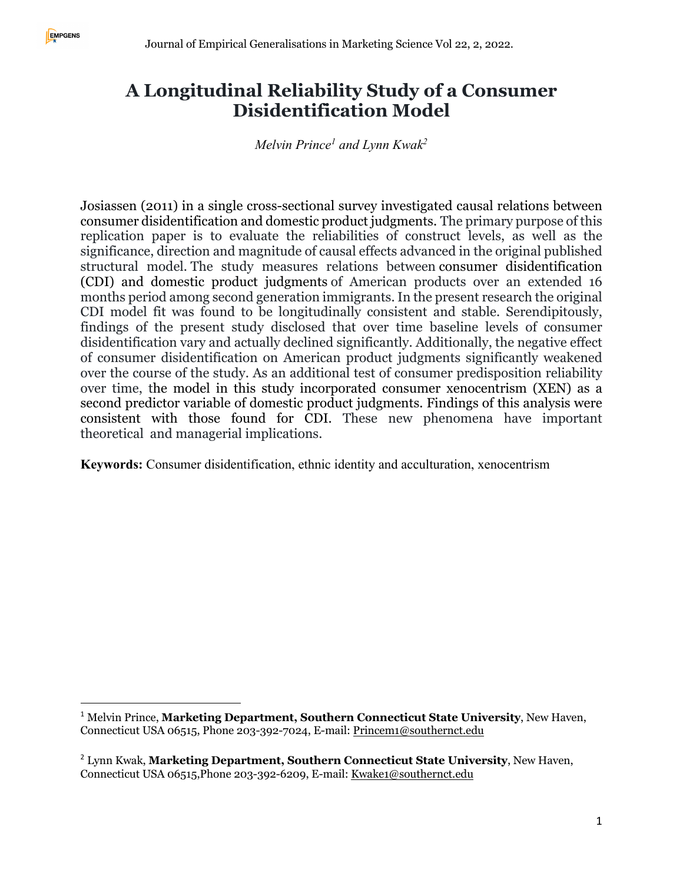# A Longitudinal Reliability Study of a Consumer Disidentification Model

*Melvin Prince[1] and Lynn Kwak[2]*

Josiassen (2011) in a single cross-sectional survey investigated causal relations between consumer disidentification and domestic product judgments. The primary purpose of this replication paper is to evaluate the reliabilities of construct levels, as well as the significance, direction and magnitude of causal effects advanced in the original published structural model. The study measures relations between consumer disidentification (CDI) and domestic product judgments of American products over an extended 16 months period among second generation immigrants. In the present research the original CDI model fit was found to be longitudinally consistent and stable. Serendipitously, findings of the present study disclosed that over time baseline levels of consumer disidentification vary and actually declined significantly. Additionally, the negative effect of consumer disidentification on American product judgments significantly weakened over the course of the study. As an additional test of consumer predisposition reliability over time, the model in this study incorporated consumer xenocentrism (XEN) as a second predictor variable of domestic product judgments. Findings of this analysis were consistent with those found for CDI. These new phenomena have important theoretical and managerial implications.

**Keywords:** Consumer disidentification, ethnic identity and acculturation, xenocentrism

---

[1] Melvin Prince, **Marketing Department, Southern Connecticut State University**, New Haven, Connecticut USA 06515, Phone 203-392-7024, E-mail: Princem1@southernct.edu

[2] Lynn Kwak, **Marketing Department, Southern Connecticut State University**, New Haven, Connecticut USA 06515,Phone 203-392-6209, E-mail: Kwake1@southernct.edu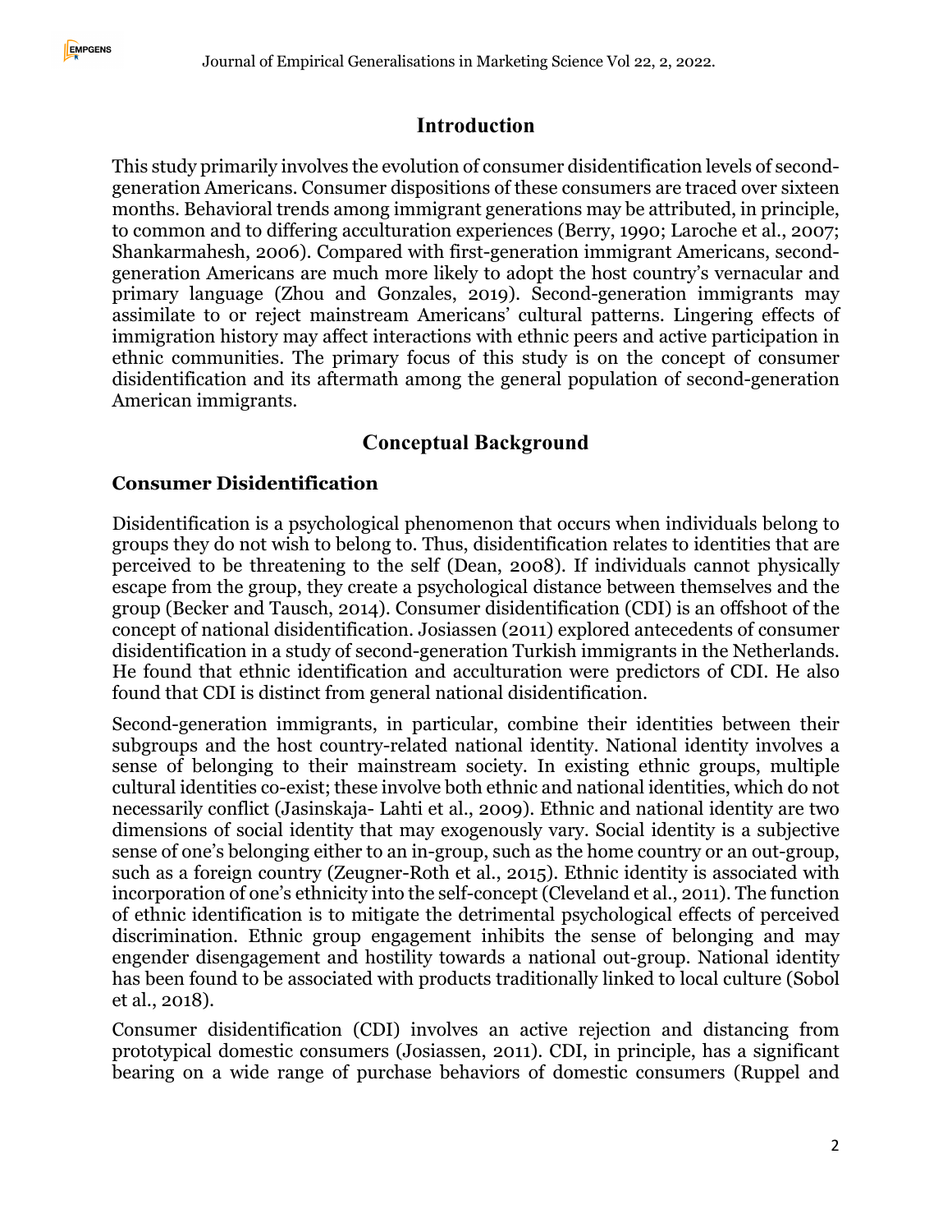## Introduction

This study primarily involves the evolution of consumer disidentification levels of second-generation Americans. Consumer dispositions of these consumers are traced over sixteen months. Behavioral trends among immigrant generations may be attributed, in principle, to common and to differing acculturation experiences (Berry, 1990; Laroche et al., 2007; Shankarmahesh, 2006). Compared with first-generation immigrant Americans, second-generation Americans are much more likely to adopt the host country's vernacular and primary language (Zhou and Gonzales, 2019). Second-generation immigrants may assimilate to or reject mainstream Americans' cultural patterns. Lingering effects of immigration history may affect interactions with ethnic peers and active participation in ethnic communities. The primary focus of this study is on the concept of consumer disidentification and its aftermath among the general population of second-generation American immigrants.

## Conceptual Background

### Consumer Disidentification

Disidentification is a psychological phenomenon that occurs when individuals belong to groups they do not wish to belong to. Thus, disidentification relates to identities that are perceived to be threatening to the self (Dean, 2008). If individuals cannot physically escape from the group, they create a psychological distance between themselves and the group (Becker and Tausch, 2014). Consumer disidentification (CDI) is an offshoot of the concept of national disidentification. Josiassen (2011) explored antecedents of consumer disidentification in a study of second-generation Turkish immigrants in the Netherlands. He found that ethnic identification and acculturation were predictors of CDI. He also found that CDI is distinct from general national disidentification.

Second-generation immigrants, in particular, combine their identities between their subgroups and the host country-related national identity. National identity involves a sense of belonging to their mainstream society. In existing ethnic groups, multiple cultural identities co-exist; these involve both ethnic and national identities, which do not necessarily conflict (Jasinskaja- Lahti et al., 2009). Ethnic and national identity are two dimensions of social identity that may exogenously vary. Social identity is a subjective sense of one's belonging either to an in-group, such as the home country or an out-group, such as a foreign country (Zeugner-Roth et al., 2015). Ethnic identity is associated with incorporation of one's ethnicity into the self-concept (Cleveland et al., 2011). The function of ethnic identification is to mitigate the detrimental psychological effects of perceived discrimination. Ethnic group engagement inhibits the sense of belonging and may engender disengagement and hostility towards a national out-group. National identity has been found to be associated with products traditionally linked to local culture (Sobol et al., 2018).

Consumer disidentification (CDI) involves an active rejection and distancing from prototypical domestic consumers (Josiassen, 2011). CDI, in principle, has a significant bearing on a wide range of purchase behaviors of domestic consumers (Ruppel and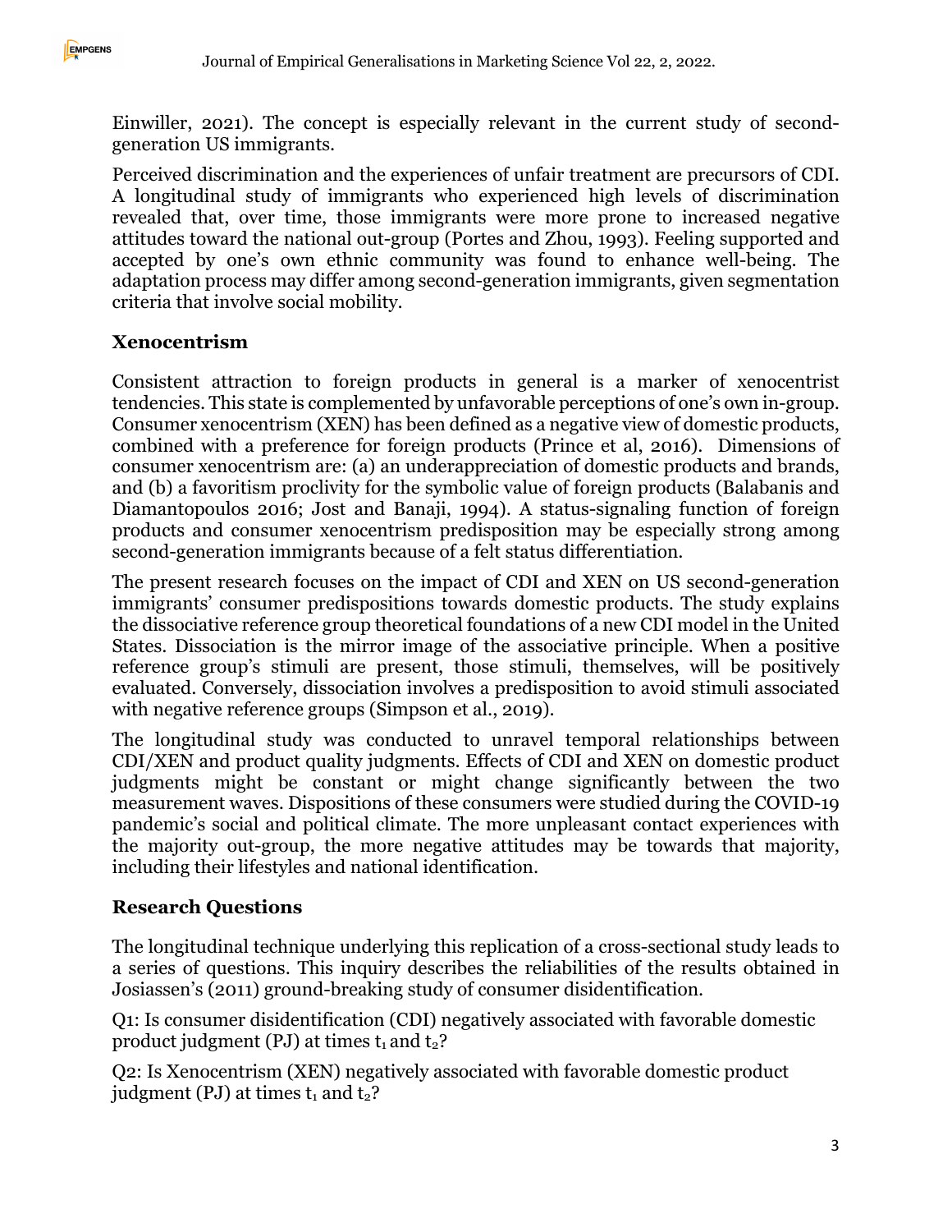Einwiller, 2021). The concept is especially relevant in the current study of second-generation US immigrants.

Perceived discrimination and the experiences of unfair treatment are precursors of CDI. A longitudinal study of immigrants who experienced high levels of discrimination revealed that, over time, those immigrants were more prone to increased negative attitudes toward the national out-group (Portes and Zhou, 1993). Feeling supported and accepted by one's own ethnic community was found to enhance well-being. The adaptation process may differ among second-generation immigrants, given segmentation criteria that involve social mobility.

## Xenocentrism

Consistent attraction to foreign products in general is a marker of xenocentrist tendencies. This state is complemented by unfavorable perceptions of one's own in-group. Consumer xenocentrism (XEN) has been defined as a negative view of domestic products, combined with a preference for foreign products (Prince et al, 2016). Dimensions of consumer xenocentrism are: (a) an underappreciation of domestic products and brands, and (b) a favoritism proclivity for the symbolic value of foreign products (Balabanis and Diamantopoulos 2016; Jost and Banaji, 1994). A status-signaling function of foreign products and consumer xenocentrism predisposition may be especially strong among second-generation immigrants because of a felt status differentiation.

The present research focuses on the impact of CDI and XEN on US second-generation immigrants' consumer predispositions towards domestic products. The study explains the dissociative reference group theoretical foundations of a new CDI model in the United States. Dissociation is the mirror image of the associative principle. When a positive reference group's stimuli are present, those stimuli, themselves, will be positively evaluated. Conversely, dissociation involves a predisposition to avoid stimuli associated with negative reference groups (Simpson et al., 2019).

The longitudinal study was conducted to unravel temporal relationships between CDI/XEN and product quality judgments. Effects of CDI and XEN on domestic product judgments might be constant or might change significantly between the two measurement waves. Dispositions of these consumers were studied during the COVID-19 pandemic's social and political climate. The more unpleasant contact experiences with the majority out-group, the more negative attitudes may be towards that majority, including their lifestyles and national identification.

## Research Questions

The longitudinal technique underlying this replication of a cross-sectional study leads to a series of questions. This inquiry describes the reliabilities of the results obtained in Josiassen's (2011) ground-breaking study of consumer disidentification.

Q1: Is consumer disidentification (CDI) negatively associated with favorable domestic product judgment (PJ) at times $t_1$ and $t_2$?

Q2: Is Xenocentrism (XEN) negatively associated with favorable domestic product judgment (PJ) at times $t_1$ and $t_2$?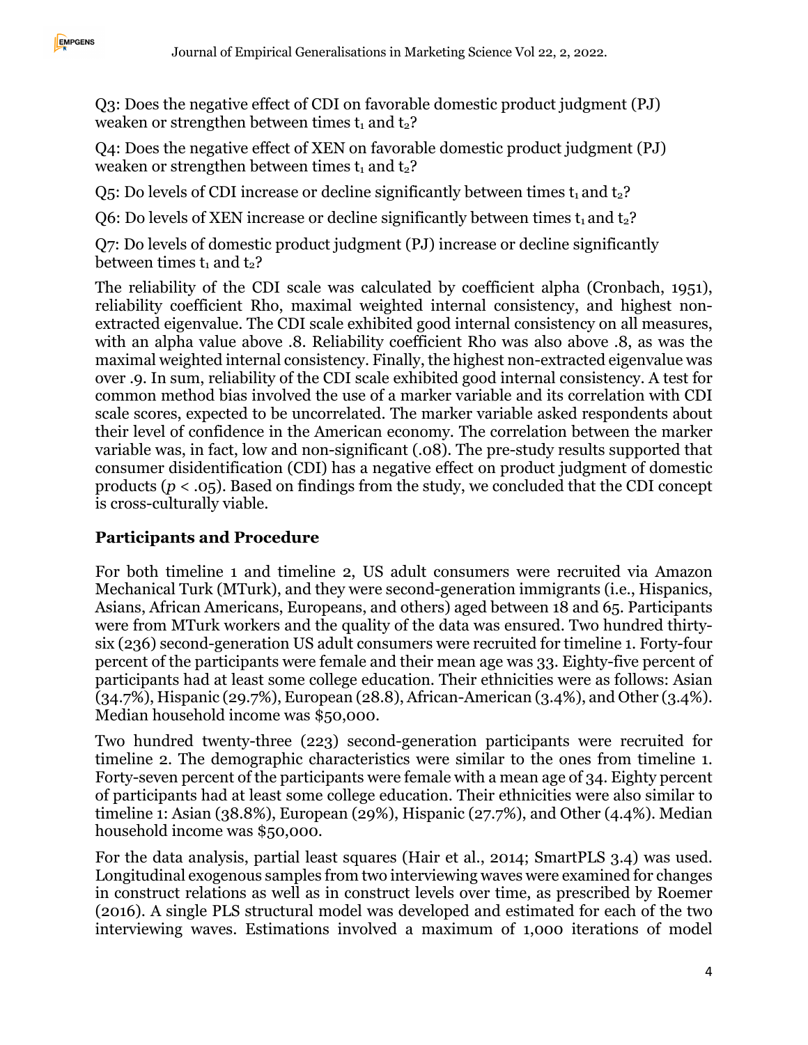Q3: Does the negative effect of CDI on favorable domestic product judgment (PJ) weaken or strengthen between times $t_1$ and $t_2$?

Q4: Does the negative effect of XEN on favorable domestic product judgment (PJ) weaken or strengthen between times $t_1$ and $t_2$?

Q5: Do levels of CDI increase or decline significantly between times $t_1$ and $t_2$?

Q6: Do levels of XEN increase or decline significantly between times $t_1$ and $t_2$?

Q7: Do levels of domestic product judgment (PJ) increase or decline significantly between times $t_1$ and $t_2$?

The reliability of the CDI scale was calculated by coefficient alpha (Cronbach, 1951), reliability coefficient Rho, maximal weighted internal consistency, and highest non-extracted eigenvalue. The CDI scale exhibited good internal consistency on all measures, with an alpha value above .8. Reliability coefficient Rho was also above .8, as was the maximal weighted internal consistency. Finally, the highest non-extracted eigenvalue was over .9. In sum, reliability of the CDI scale exhibited good internal consistency. A test for common method bias involved the use of a marker variable and its correlation with CDI scale scores, expected to be uncorrelated. The marker variable asked respondents about their level of confidence in the American economy. The correlation between the marker variable was, in fact, low and non-significant (.08). The pre-study results supported that consumer disidentification (CDI) has a negative effect on product judgment of domestic products ($p < .05$). Based on findings from the study, we concluded that the CDI concept is cross-culturally viable.

## Participants and Procedure

For both timeline 1 and timeline 2, US adult consumers were recruited via Amazon Mechanical Turk (MTurk), and they were second-generation immigrants (i.e., Hispanics, Asians, African Americans, Europeans, and others) aged between 18 and 65. Participants were from MTurk workers and the quality of the data was ensured. Two hundred thirty-six (236) second-generation US adult consumers were recruited for timeline 1. Forty-four percent of the participants were female and their mean age was 33. Eighty-five percent of participants had at least some college education. Their ethnicities were as follows: Asian (34.7%), Hispanic (29.7%), European (28.8), African-American (3.4%), and Other (3.4%). Median household income was $50,000.

Two hundred twenty-three (223) second-generation participants were recruited for timeline 2. The demographic characteristics were similar to the ones from timeline 1. Forty-seven percent of the participants were female with a mean age of 34. Eighty percent of participants had at least some college education. Their ethnicities were also similar to timeline 1: Asian (38.8%), European (29%), Hispanic (27.7%), and Other (4.4%). Median household income was $50,000.

For the data analysis, partial least squares (Hair et al., 2014; SmartPLS 3.4) was used. Longitudinal exogenous samples from two interviewing waves were examined for changes in construct relations as well as in construct levels over time, as prescribed by Roemer (2016). A single PLS structural model was developed and estimated for each of the two interviewing waves. Estimations involved a maximum of 1,000 iterations of model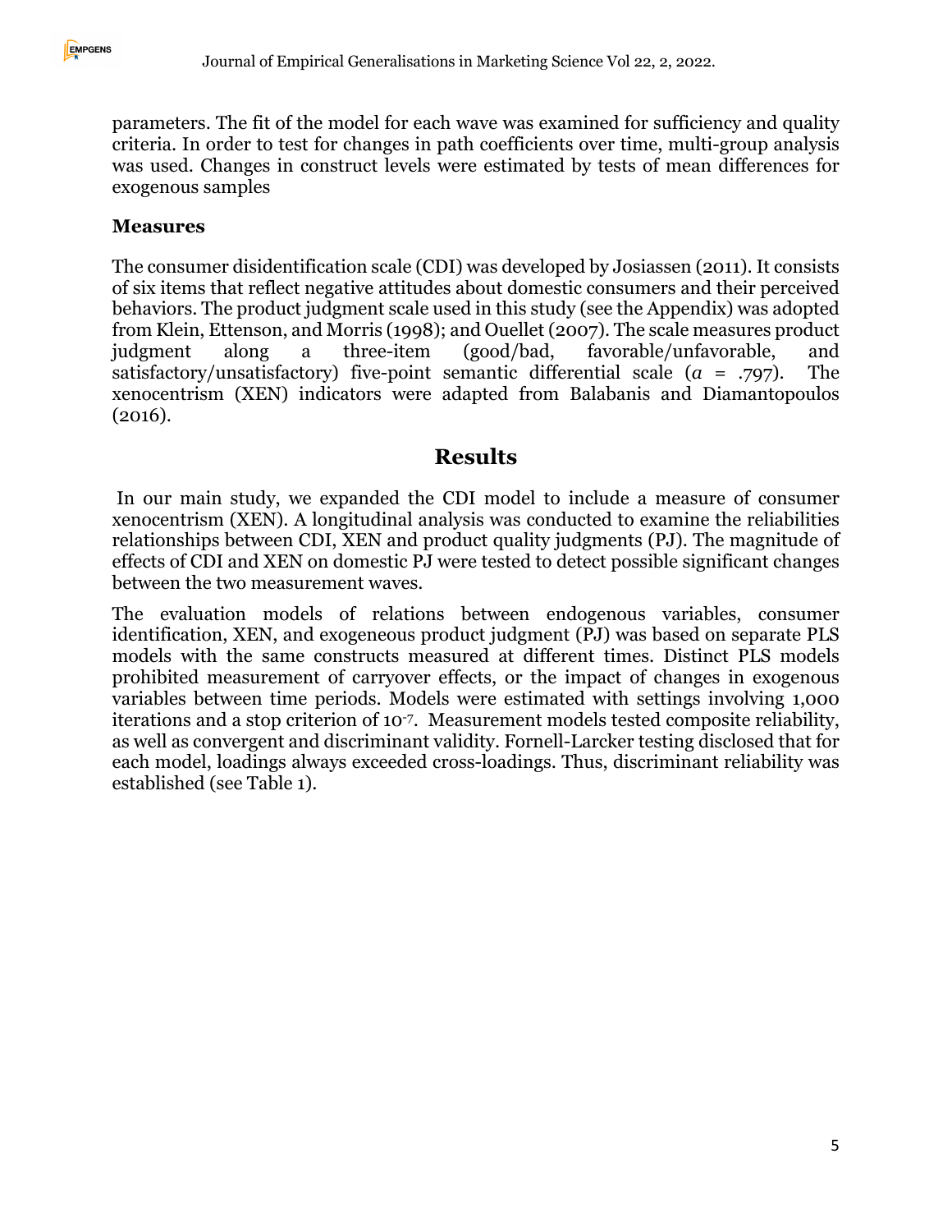parameters. The fit of the model for each wave was examined for sufficiency and quality criteria. In order to test for changes in path coefficients over time, multi-group analysis was used. Changes in construct levels were estimated by tests of mean differences for exogenous samples

### Measures

The consumer disidentification scale (CDI) was developed by Josiassen (2011). It consists of six items that reflect negative attitudes about domestic consumers and their perceived behaviors. The product judgment scale used in this study (see the Appendix) was adopted from Klein, Ettenson, and Morris (1998); and Ouellet (2007). The scale measures product judgment along a three-item (good/bad, favorable/unfavorable, and satisfactory/unsatisfactory) five-point semantic differential scale ($a$ = .797). The xenocentrism (XEN) indicators were adapted from Balabanis and Diamantopoulos (2016).

## Results

In our main study, we expanded the CDI model to include a measure of consumer xenocentrism (XEN). A longitudinal analysis was conducted to examine the reliabilities relationships between CDI, XEN and product quality judgments (PJ). The magnitude of effects of CDI and XEN on domestic PJ were tested to detect possible significant changes between the two measurement waves.

The evaluation models of relations between endogenous variables, consumer identification, XEN, and exogeneous product judgment (PJ) was based on separate PLS models with the same constructs measured at different times. Distinct PLS models prohibited measurement of carryover effects, or the impact of changes in exogenous variables between time periods. Models were estimated with settings involving 1,000 iterations and a stop criterion of $10^{-7}$. Measurement models tested composite reliability, as well as convergent and discriminant validity. Fornell-Larcker testing disclosed that for each model, loadings always exceeded cross-loadings. Thus, discriminant reliability was established (see Table 1).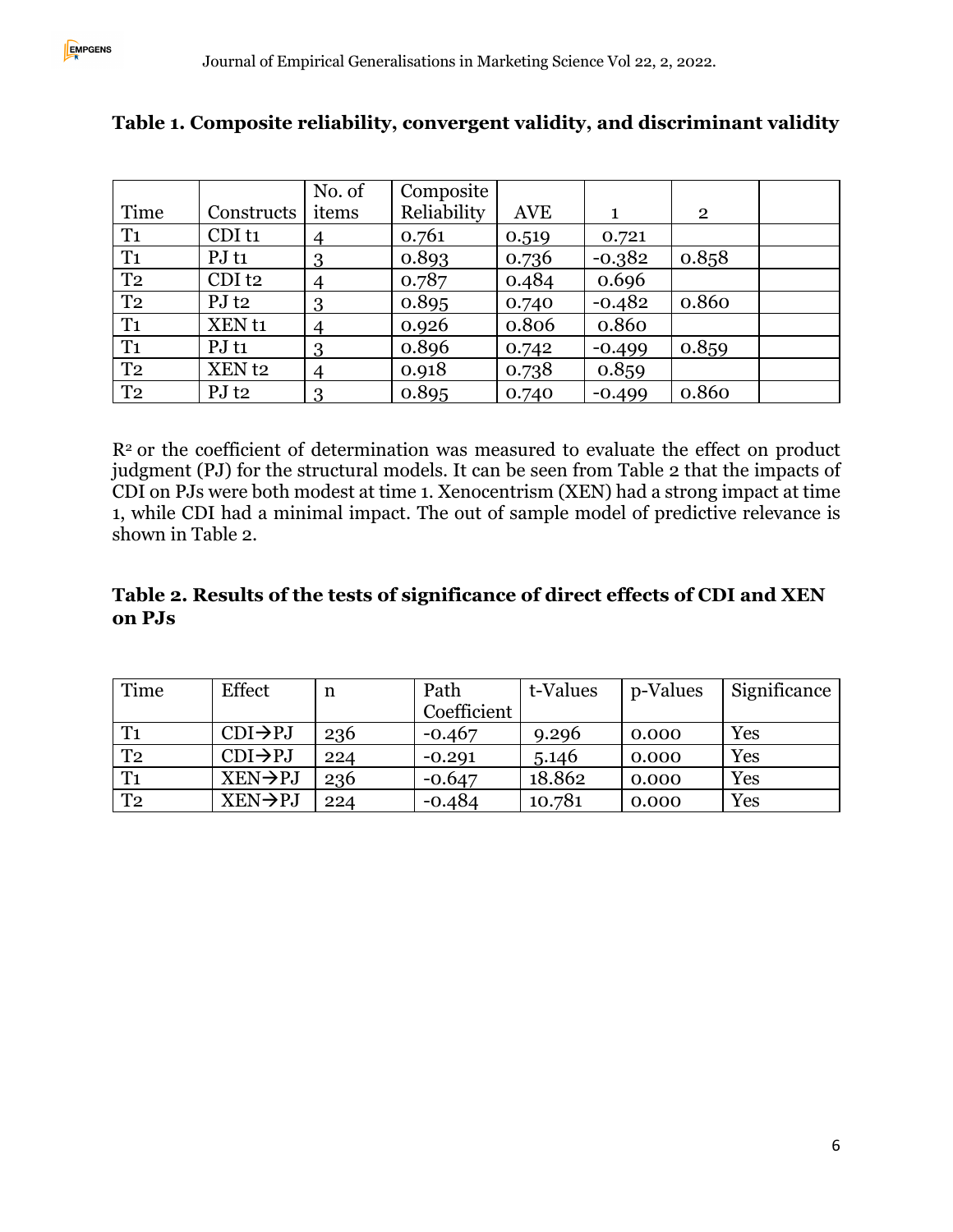**Table 1. Composite reliability, convergent validity, and discriminant validity**

| Time | Constructs | No. of items | Composite Reliability | AVE | 1 | 2 | |
|---|---|---|---|---|---|---|---|
| T1 | CDI t1 | 4 | 0.761 | 0.519 | 0.721 | | |
| T1 | PJ t1 | 3 | 0.893 | 0.736 | -0.382 | 0.858 | |
| T2 | CDI t2 | 4 | 0.787 | 0.484 | 0.696 | | |
| T2 | PJ t2 | 3 | 0.895 | 0.740 | -0.482 | 0.860 | |
| T1 | XEN t1 | 4 | 0.926 | 0.806 | 0.860 | | |
| T1 | PJ t1 | 3 | 0.896 | 0.742 | -0.499 | 0.859 | |
| T2 | XEN t2 | 4 | 0.918 | 0.738 | 0.859 | | |
| T2 | PJ t2 | 3 | 0.895 | 0.740 | -0.499 | 0.860 | |

$R^2$ or the coefficient of determination was measured to evaluate the effect on product judgment (PJ) for the structural models. It can be seen from Table 2 that the impacts of CDI on PJs were both modest at time 1. Xenocentrism (XEN) had a strong impact at time 1, while CDI had a minimal impact. The out of sample model of predictive relevance is shown in Table 2.

**Table 2. Results of the tests of significance of direct effects of CDI and XEN on PJs**

| Time | Effect | n | Path Coefficient | t-Values | p-Values | Significance |
|---|---|---|---|---|---|---|
| T1 | CDI→PJ | 236 | -0.467 | 9.296 | 0.000 | Yes |
| T2 | CDI→PJ | 224 | -0.291 | 5.146 | 0.000 | Yes |
| T1 | XEN→PJ | 236 | -0.647 | 18.862 | 0.000 | Yes |
| T2 | XEN→PJ | 224 | -0.484 | 10.781 | 0.000 | Yes |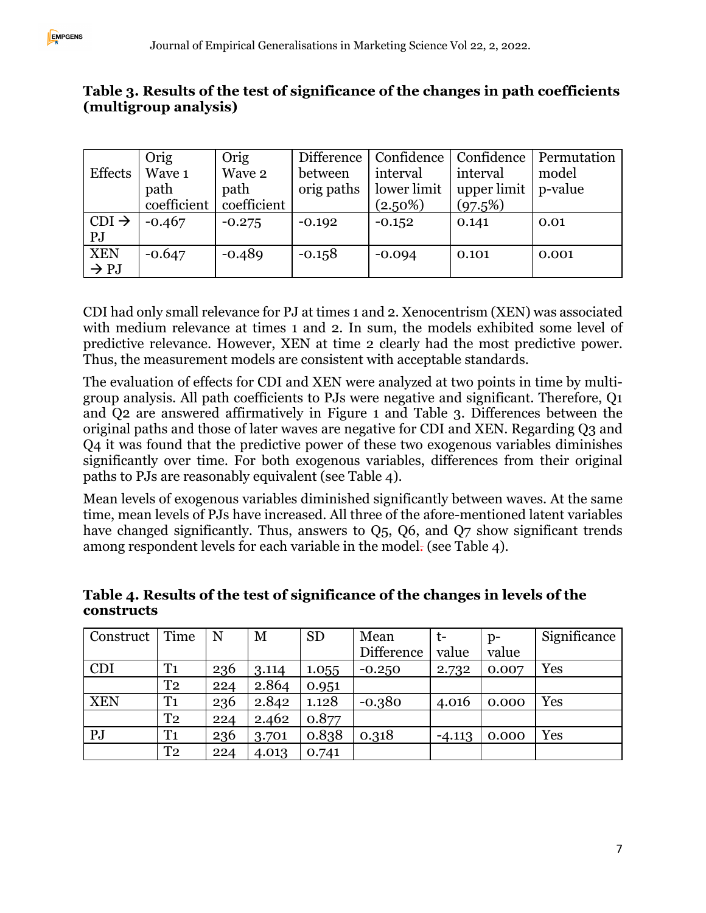**Table 3. Results of the test of significance of the changes in path coefficients (multigroup analysis)**

| Effects | Orig Wave 1 path coefficient | Orig Wave 2 path coefficient | Difference between orig paths | Confidence interval lower limit (2.50%) | Confidence interval upper limit (97.5%) | Permutation model p-value |
|---|---|---|---|---|---|---|
| CDI → PJ | -0.467 | -0.275 | -0.192 | -0.152 | 0.141 | 0.01 |
| XEN → PJ | -0.647 | -0.489 | -0.158 | -0.094 | 0.101 | 0.001 |

CDI had only small relevance for PJ at times 1 and 2. Xenocentrism (XEN) was associated with medium relevance at times 1 and 2. In sum, the models exhibited some level of predictive relevance. However, XEN at time 2 clearly had the most predictive power. Thus, the measurement models are consistent with acceptable standards.

The evaluation of effects for CDI and XEN were analyzed at two points in time by multi-group analysis. All path coefficients to PJs were negative and significant. Therefore, Q1 and Q2 are answered affirmatively in Figure 1 and Table 3. Differences between the original paths and those of later waves are negative for CDI and XEN. Regarding Q3 and Q4 it was found that the predictive power of these two exogenous variables diminishes significantly over time. For both exogenous variables, differences from their original paths to PJs are reasonably equivalent (see Table 4).

Mean levels of exogenous variables diminished significantly between waves. At the same time, mean levels of PJs have increased. All three of the afore-mentioned latent variables have changed significantly. Thus, answers to Q5, Q6, and Q7 show significant trends among respondent levels for each variable in the model. (see Table 4).

**Table 4. Results of the test of significance of the changes in levels of the constructs**

| Construct | Time | N | M | SD | Mean Difference | t-value | p-value | Significance |
|---|---|---|---|---|---|---|---|---|
| CDI | T1 | 236 | 3.114 | 1.055 | -0.250 | 2.732 | 0.007 | Yes |
| | T2 | 224 | 2.864 | 0.951 | | | | |
| XEN | T1 | 236 | 2.842 | 1.128 | -0.380 | 4.016 | 0.000 | Yes |
| | T2 | 224 | 2.462 | 0.877 | | | | |
| PJ | T1 | 236 | 3.701 | 0.838 | 0.318 | -4.113 | 0.000 | Yes |
| | T2 | 224 | 4.013 | 0.741 | | | | |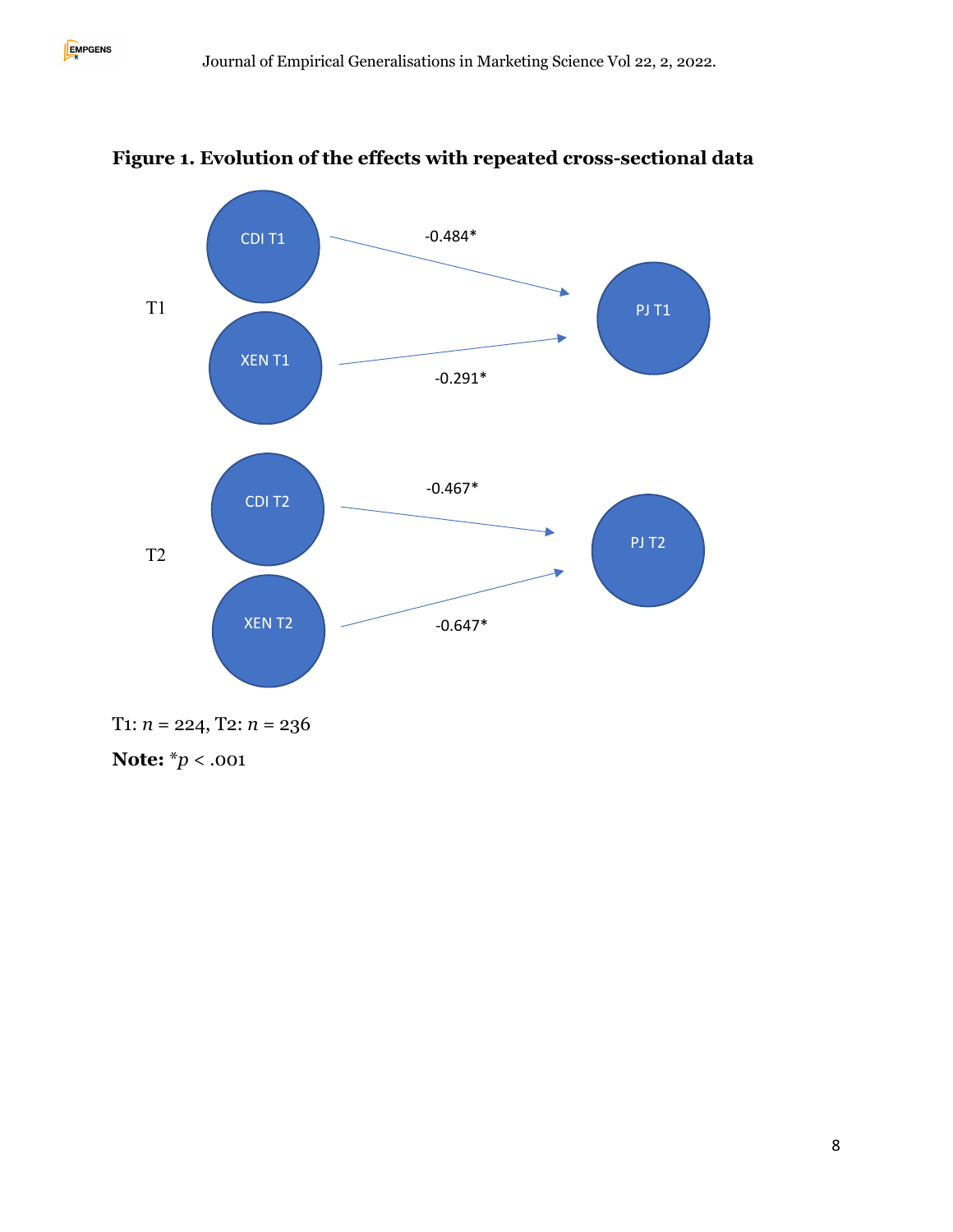**Figure 1. Evolution of the effects with repeated cross-sectional data**

T1

CDI T1 → PJ T1: -0.484*

XEN T1 → PJ T1: -0.291*

T2

CDI T2 → PJ T2: -0.467*

XEN T2 → PJ T2: -0.647*

T1: $n$ = 224, T2: $n$ = 236

**Note:** *$p$ < .001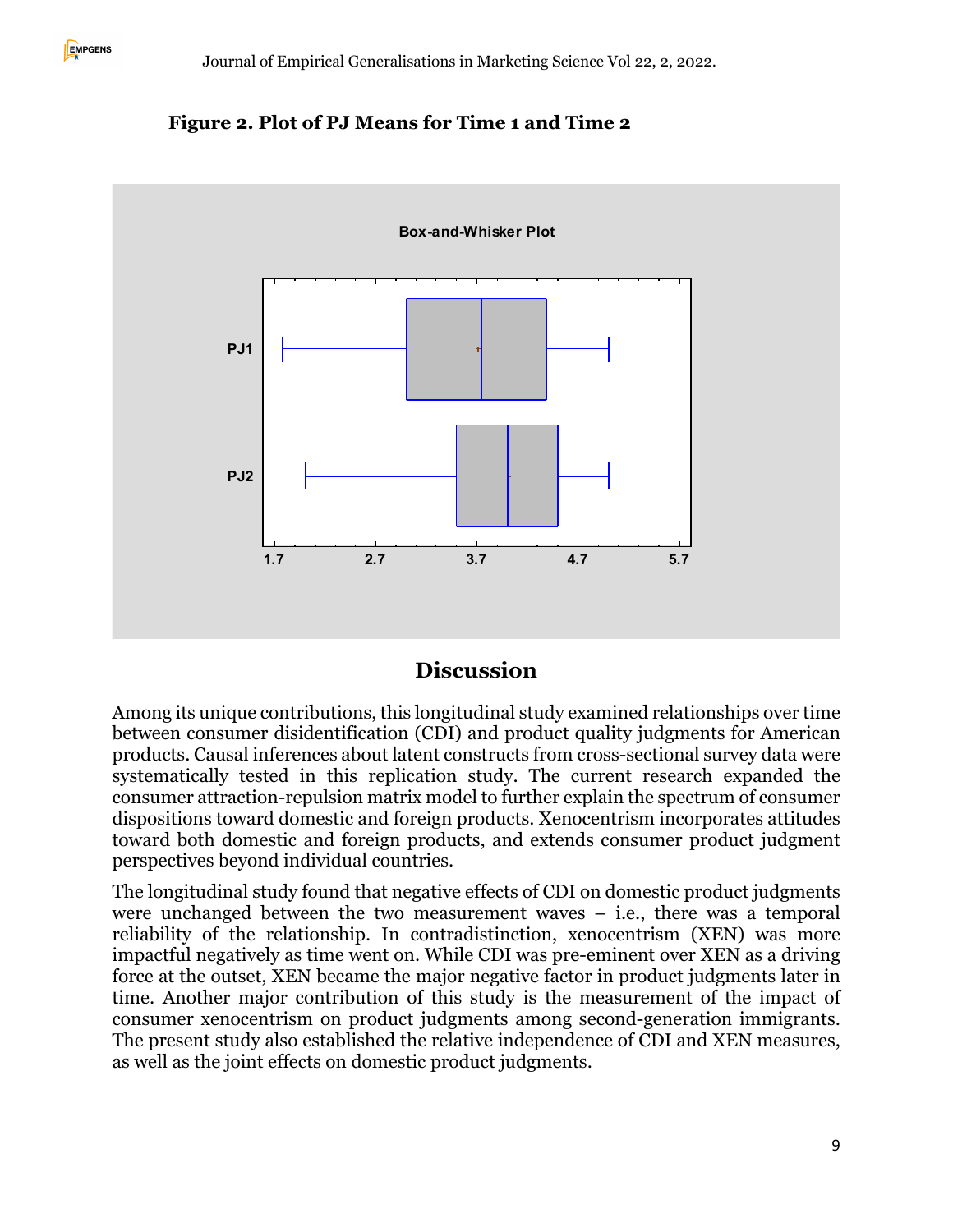**Figure 2. Plot of PJ Means for Time 1 and Time 2**

Box-and-Whisker Plot

PJ1

PJ2

1.7 2.7 3.7 4.7 5.7

## Discussion

Among its unique contributions, this longitudinal study examined relationships over time between consumer disidentification (CDI) and product quality judgments for American products. Causal inferences about latent constructs from cross-sectional survey data were systematically tested in this replication study. The current research expanded the consumer attraction-repulsion matrix model to further explain the spectrum of consumer dispositions toward domestic and foreign products. Xenocentrism incorporates attitudes toward both domestic and foreign products, and extends consumer product judgment perspectives beyond individual countries.

The longitudinal study found that negative effects of CDI on domestic product judgments were unchanged between the two measurement waves – i.e., there was a temporal reliability of the relationship. In contradistinction, xenocentrism (XEN) was more impactful negatively as time went on. While CDI was pre-eminent over XEN as a driving force at the outset, XEN became the major negative factor in product judgments later in time. Another major contribution of this study is the measurement of the impact of consumer xenocentrism on product judgments among second-generation immigrants. The present study also established the relative independence of CDI and XEN measures, as well as the joint effects on domestic product judgments.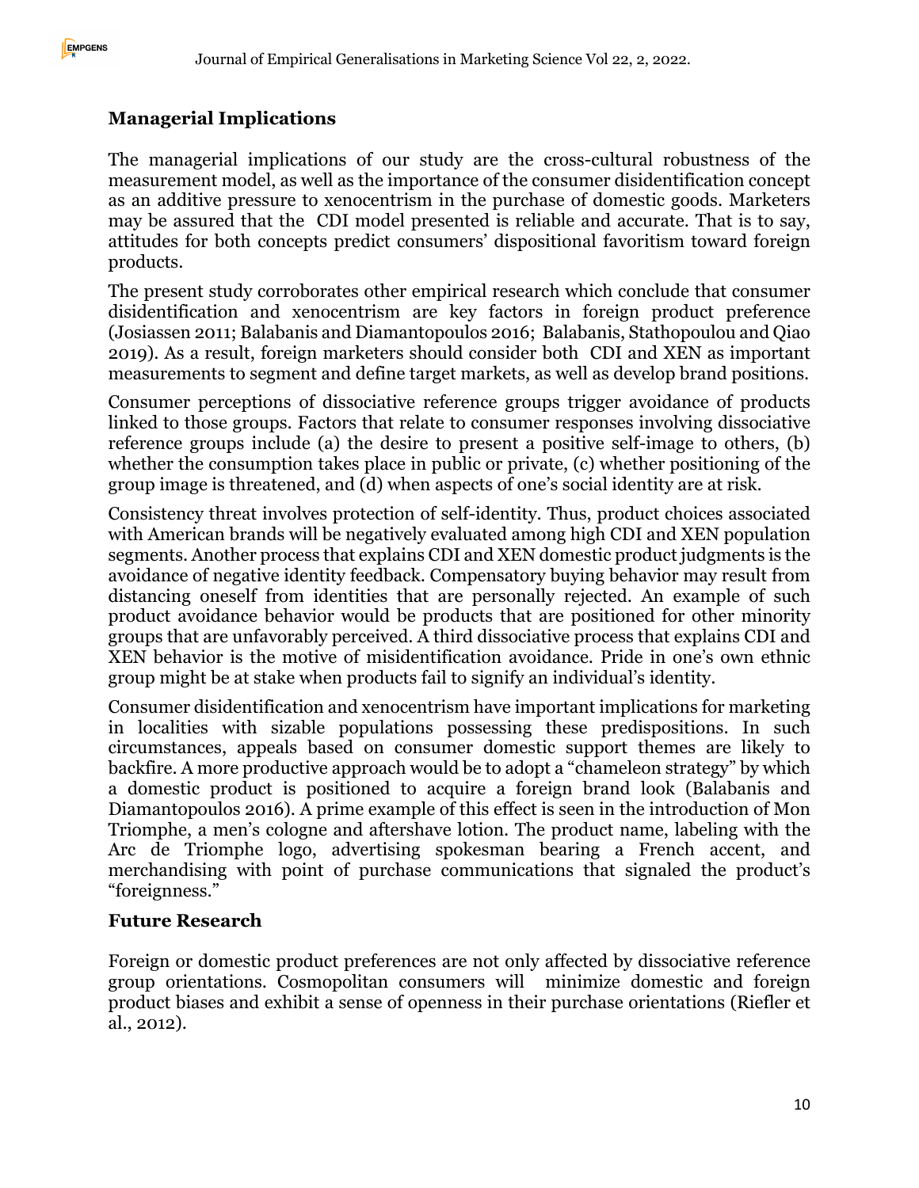## Managerial Implications

The managerial implications of our study are the cross-cultural robustness of the measurement model, as well as the importance of the consumer disidentification concept as an additive pressure to xenocentrism in the purchase of domestic goods. Marketers may be assured that the CDI model presented is reliable and accurate. That is to say, attitudes for both concepts predict consumers' dispositional favoritism toward foreign products.

The present study corroborates other empirical research which conclude that consumer disidentification and xenocentrism are key factors in foreign product preference (Josiassen 2011; Balabanis and Diamantopoulos 2016; Balabanis, Stathopoulou and Qiao 2019). As a result, foreign marketers should consider both CDI and XEN as important measurements to segment and define target markets, as well as develop brand positions.

Consumer perceptions of dissociative reference groups trigger avoidance of products linked to those groups. Factors that relate to consumer responses involving dissociative reference groups include (a) the desire to present a positive self-image to others, (b) whether the consumption takes place in public or private, (c) whether positioning of the group image is threatened, and (d) when aspects of one's social identity are at risk.

Consistency threat involves protection of self-identity. Thus, product choices associated with American brands will be negatively evaluated among high CDI and XEN population segments. Another process that explains CDI and XEN domestic product judgments is the avoidance of negative identity feedback. Compensatory buying behavior may result from distancing oneself from identities that are personally rejected. An example of such product avoidance behavior would be products that are positioned for other minority groups that are unfavorably perceived. A third dissociative process that explains CDI and XEN behavior is the motive of misidentification avoidance. Pride in one's own ethnic group might be at stake when products fail to signify an individual's identity.

Consumer disidentification and xenocentrism have important implications for marketing in localities with sizable populations possessing these predispositions. In such circumstances, appeals based on consumer domestic support themes are likely to backfire. A more productive approach would be to adopt a "chameleon strategy" by which a domestic product is positioned to acquire a foreign brand look (Balabanis and Diamantopoulos 2016). A prime example of this effect is seen in the introduction of Mon Triomphe, a men's cologne and aftershave lotion. The product name, labeling with the Arc de Triomphe logo, advertising spokesman bearing a French accent, and merchandising with point of purchase communications that signaled the product's "foreignness."

## Future Research

Foreign or domestic product preferences are not only affected by dissociative reference group orientations. Cosmopolitan consumers will minimize domestic and foreign product biases and exhibit a sense of openness in their purchase orientations (Riefler et al., 2012).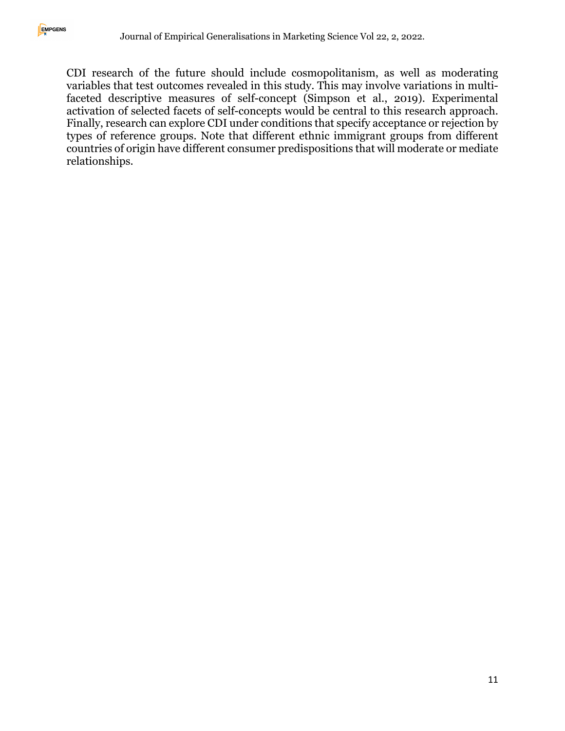CDI research of the future should include cosmopolitanism, as well as moderating variables that test outcomes revealed in this study. This may involve variations in multi-faceted descriptive measures of self-concept (Simpson et al., 2019). Experimental activation of selected facets of self-concepts would be central to this research approach. Finally, research can explore CDI under conditions that specify acceptance or rejection by types of reference groups. Note that different ethnic immigrant groups from different countries of origin have different consumer predispositions that will moderate or mediate relationships.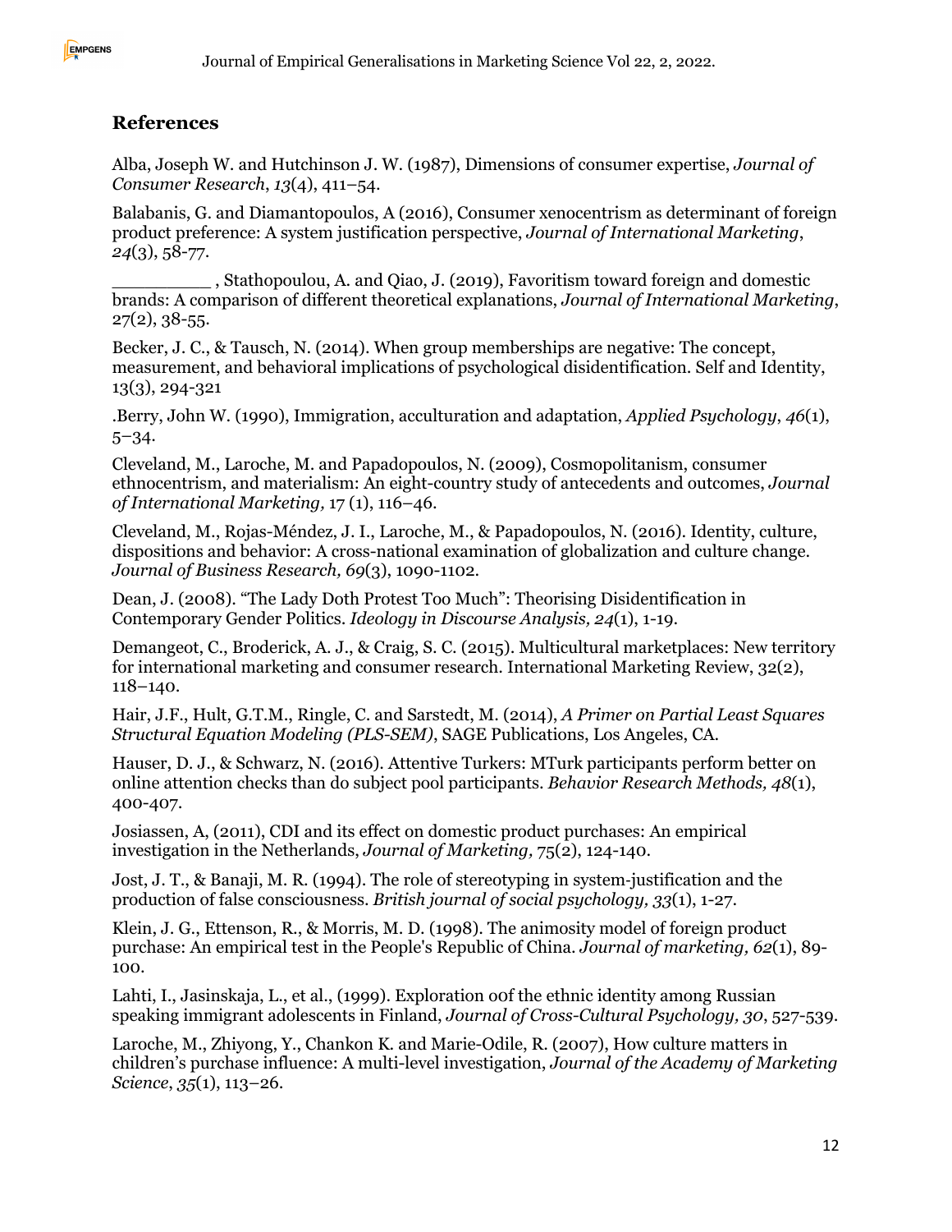## References

Alba, Joseph W. and Hutchinson J. W. (1987), Dimensions of consumer expertise, *Journal of Consumer Research*, *13*(4), 411–54.

Balabanis, G. and Diamantopoulos, A (2016), Consumer xenocentrism as determinant of foreign product preference: A system justification perspective, *Journal of International Marketing*, *24*(3), 58-77.

_________ , Stathopoulou, A. and Qiao, J. (2019), Favoritism toward foreign and domestic brands: A comparison of different theoretical explanations, *Journal of International Marketing*, 27(2), 38-55.

Becker, J. C., & Tausch, N. (2014). When group memberships are negative: The concept, measurement, and behavioral implications of psychological disidentification. Self and Identity, 13(3), 294-321

.Berry, John W. (1990), Immigration, acculturation and adaptation, *Applied Psychology*, *46*(1), 5–34.

Cleveland, M., Laroche, M. and Papadopoulos, N. (2009), Cosmopolitanism, consumer ethnocentrism, and materialism: An eight-country study of antecedents and outcomes, *Journal of International Marketing,* 17 (1), 116–46.

Cleveland, M., Rojas-Méndez, J. I., Laroche, M., & Papadopoulos, N. (2016). Identity, culture, dispositions and behavior: A cross-national examination of globalization and culture change. *Journal of Business Research, 69*(3), 1090-1102.

Dean, J. (2008). "The Lady Doth Protest Too Much": Theorising Disidentification in Contemporary Gender Politics. *Ideology in Discourse Analysis, 24*(1), 1-19.

Demangeot, C., Broderick, A. J., & Craig, S. C. (2015). Multicultural marketplaces: New territory for international marketing and consumer research. International Marketing Review, 32(2), 118–140.

Hair, J.F., Hult, G.T.M., Ringle, C. and Sarstedt, M. (2014), *A Primer on Partial Least Squares Structural Equation Modeling (PLS-SEM)*, SAGE Publications, Los Angeles, CA.

Hauser, D. J., & Schwarz, N. (2016). Attentive Turkers: MTurk participants perform better on online attention checks than do subject pool participants. *Behavior Research Methods, 48*(1), 400-407.

Josiassen, A, (2011), CDI and its effect on domestic product purchases: An empirical investigation in the Netherlands, *Journal of Marketing,* 75(2), 124-140.

Jost, J. T., & Banaji, M. R. (1994). The role of stereotyping in system-justification and the production of false consciousness. *British journal of social psychology, 33*(1), 1-27.

Klein, J. G., Ettenson, R., & Morris, M. D. (1998). The animosity model of foreign product purchase: An empirical test in the People's Republic of China. *Journal of marketing, 62*(1), 89-100.

Lahti, I., Jasinskaja, L., et al., (1999). Exploration 0of the ethnic identity among Russian speaking immigrant adolescents in Finland, *Journal of Cross-Cultural Psychology, 30*, 527-539.

Laroche, M., Zhiyong, Y., Chankon K. and Marie-Odile, R. (2007), How culture matters in children's purchase influence: A multi-level investigation, *Journal of the Academy of Marketing Science*, *35*(1), 113–26.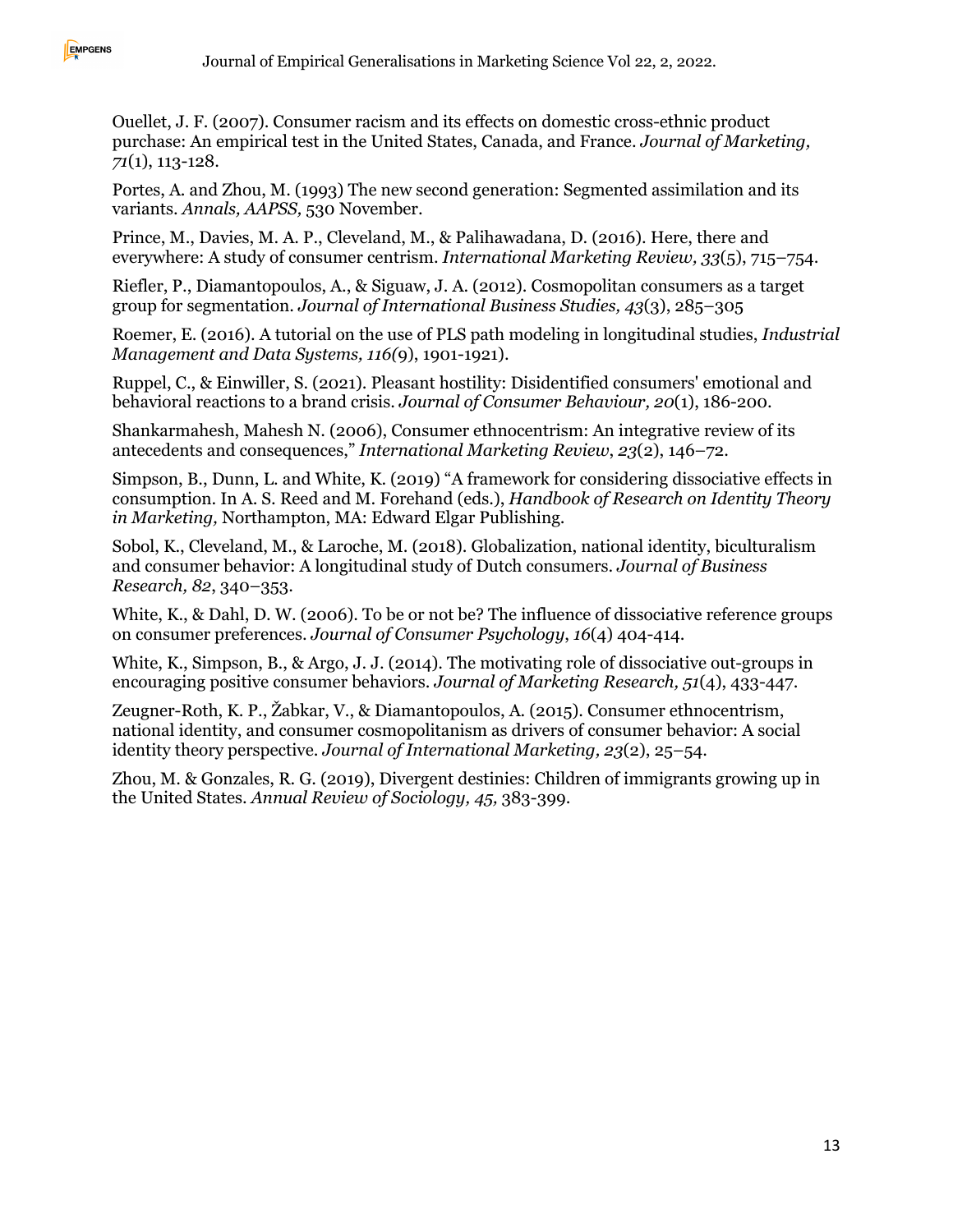Ouellet, J. F. (2007). Consumer racism and its effects on domestic cross-ethnic product purchase: An empirical test in the United States, Canada, and France. *Journal of Marketing, 71*(1), 113-128.

Portes, A. and Zhou, M. (1993) The new second generation: Segmented assimilation and its variants. *Annals, AAPSS,* 530 November.

Prince, M., Davies, M. A. P., Cleveland, M., & Palihawadana, D. (2016). Here, there and everywhere: A study of consumer centrism. *International Marketing Review, 33*(5), 715–754.

Riefler, P., Diamantopoulos, A., & Siguaw, J. A. (2012). Cosmopolitan consumers as a target group for segmentation. *Journal of International Business Studies, 43*(3), 285–305

Roemer, E. (2016). A tutorial on the use of PLS path modeling in longitudinal studies, *Industrial Management and Data Systems, 116(*9), 1901-1921).

Ruppel, C., & Einwiller, S. (2021). Pleasant hostility: Disidentified consumers' emotional and behavioral reactions to a brand crisis. *Journal of Consumer Behaviour, 20*(1), 186-200.

Shankarmahesh, Mahesh N. (2006), Consumer ethnocentrism: An integrative review of its antecedents and consequences," *International Marketing Review*, *23*(2), 146–72.

Simpson, B., Dunn, L. and White, K. (2019) "A framework for considering dissociative effects in consumption. In A. S. Reed and M. Forehand (eds.), *Handbook of Research on Identity Theory in Marketing,* Northampton, MA: Edward Elgar Publishing.

Sobol, K., Cleveland, M., & Laroche, M. (2018). Globalization, national identity, biculturalism and consumer behavior: A longitudinal study of Dutch consumers. *Journal of Business Research, 82*, 340–353.

White, K., & Dahl, D. W. (2006). To be or not be? The influence of dissociative reference groups on consumer preferences. *Journal of Consumer Psychology*, *16*(4) 404-414.

White, K., Simpson, B., & Argo, J. J. (2014). The motivating role of dissociative out-groups in encouraging positive consumer behaviors. *Journal of Marketing Research, 51*(4), 433-447.

Zeugner-Roth, K. P., Žabkar, V., & Diamantopoulos, A. (2015). Consumer ethnocentrism, national identity, and consumer cosmopolitanism as drivers of consumer behavior: A social identity theory perspective. *Journal of International Marketing, 23*(2), 25–54.

Zhou, M. & Gonzales, R. G. (2019), Divergent destinies: Children of immigrants growing up in the United States. *Annual Review of Sociology, 45,* 383-399.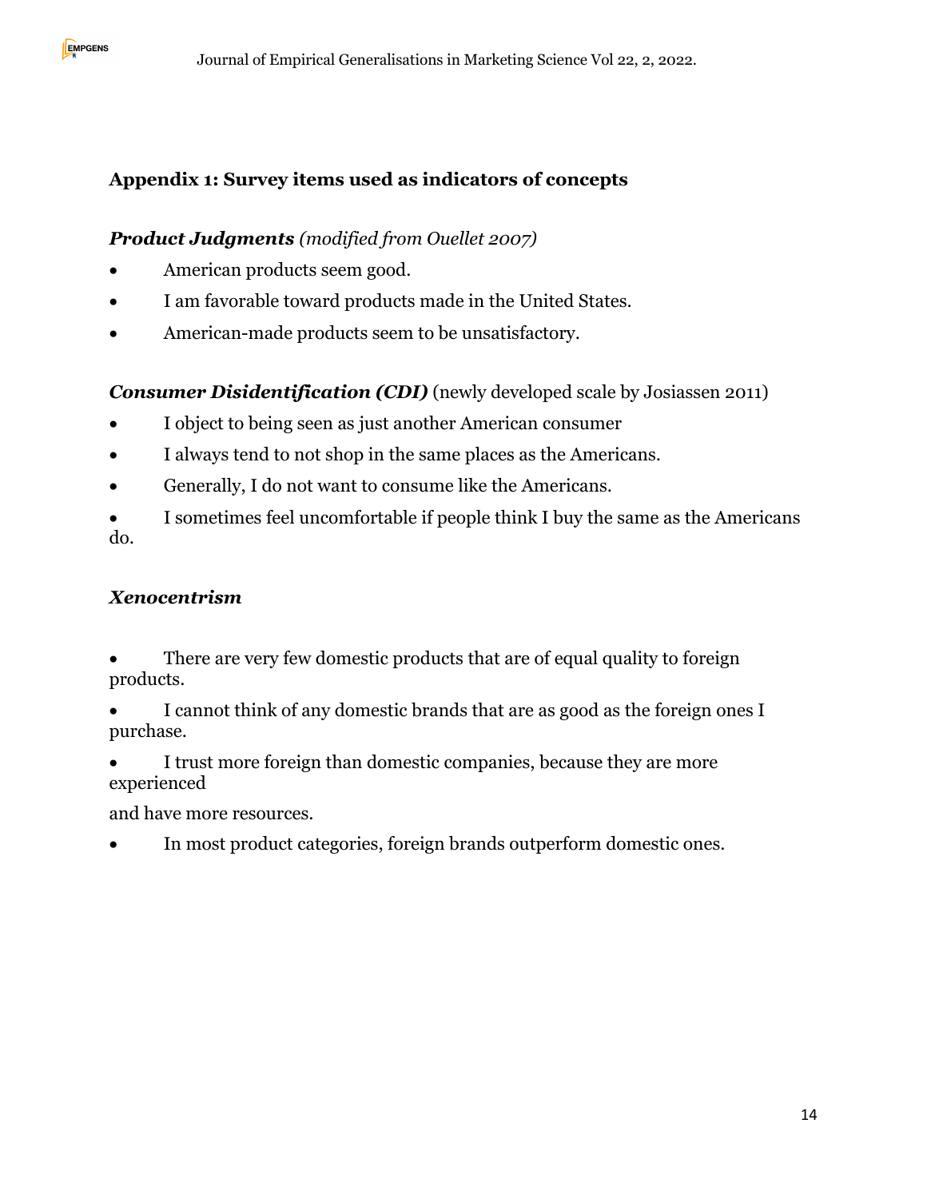## Appendix 1: Survey items used as indicators of concepts

### ***Product Judgments*** *(modified from Ouellet 2007)*

- American products seem good.
- I am favorable toward products made in the United States.
- American-made products seem to be unsatisfactory.

### ***Consumer Disidentification (CDI)*** (newly developed scale by Josiassen 2011)

- I object to being seen as just another American consumer
- I always tend to not shop in the same places as the Americans.
- Generally, I do not want to consume like the Americans.
- I sometimes feel uncomfortable if people think I buy the same as the Americans do.

### ***Xenocentrism***

- There are very few domestic products that are of equal quality to foreign products.
- I cannot think of any domestic brands that are as good as the foreign ones I purchase.
- I trust more foreign than domestic companies, because they are more experienced and have more resources.
- In most product categories, foreign brands outperform domestic ones.